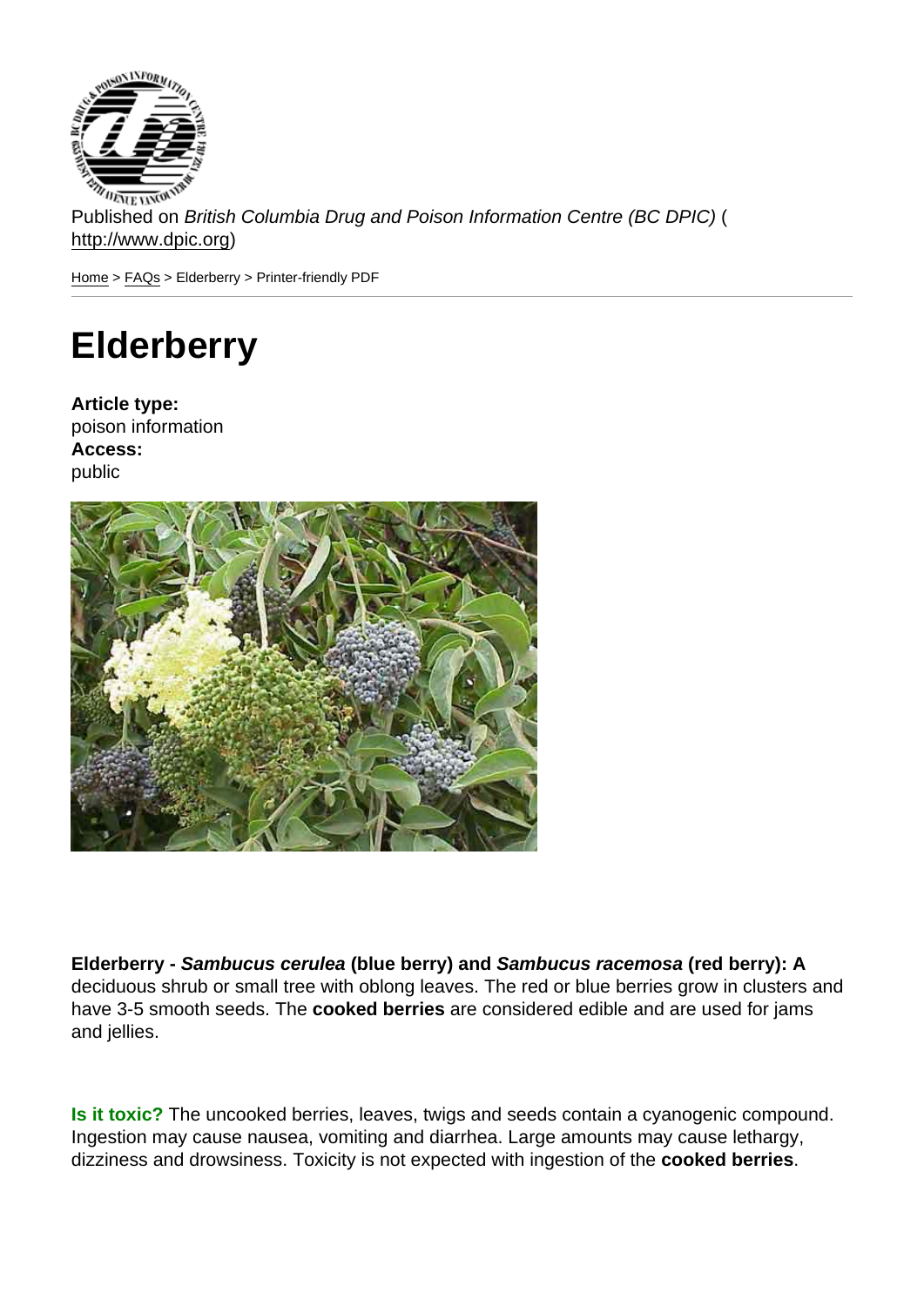Published on *British Columbia Drug and Poison Information Centre (BC DPIC)* (http://www.dpic.org)

Home > FAQs > Elderberry > Printer-friendly PDF

# Elderberry

**Article type:**
poison information
**Access:**
public

**Elderberry - *Sambucus cerulea* (blue berry) and *Sambucus racemosa* (red berry): A** deciduous shrub or small tree with oblong leaves. The red or blue berries grow in clusters and have 3-5 smooth seeds. The **cooked berries** are considered edible and are used for jams and jellies.

**Is it toxic?** The uncooked berries, leaves, twigs and seeds contain a cyanogenic compound. Ingestion may cause nausea, vomiting and diarrhea. Large amounts may cause lethargy, dizziness and drowsiness. Toxicity is not expected with ingestion of the **cooked berries**.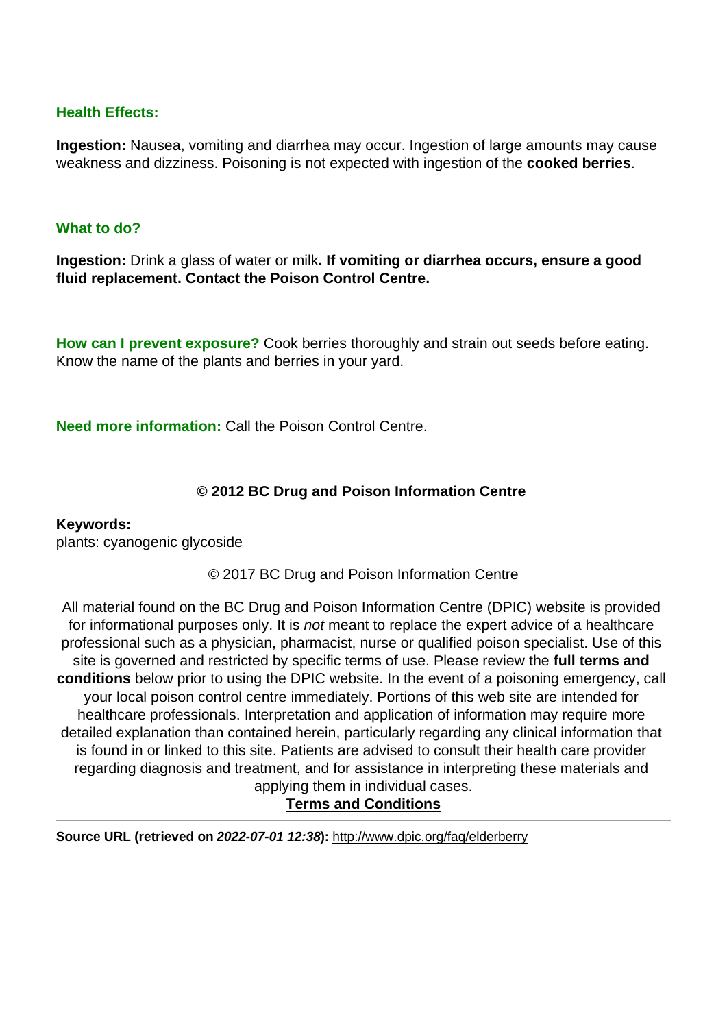### Health Effects:

**Ingestion:** Nausea, vomiting and diarrhea may occur. Ingestion of large amounts may cause weakness and dizziness. Poisoning is not expected with ingestion of the **cooked berries**.

### What to do?

**Ingestion:** Drink a glass of water or milk**. If vomiting or diarrhea occurs, ensure a good fluid replacement. Contact the Poison Control Centre.**

**How can I prevent exposure?** Cook berries thoroughly and strain out seeds before eating. Know the name of the plants and berries in your yard.

**Need more information:** Call the Poison Control Centre.

**© 2012 BC Drug and Poison Information Centre**

**Keywords:**
plants: cyanogenic glycoside

© 2017 BC Drug and Poison Information Centre

All material found on the BC Drug and Poison Information Centre (DPIC) website is provided for informational purposes only. It is *not* meant to replace the expert advice of a healthcare professional such as a physician, pharmacist, nurse or qualified poison specialist. Use of this site is governed and restricted by specific terms of use. Please review the **full terms and conditions** below prior to using the DPIC website. In the event of a poisoning emergency, call your local poison control centre immediately. Portions of this web site are intended for healthcare professionals. Interpretation and application of information may require more detailed explanation than contained herein, particularly regarding any clinical information that is found in or linked to this site. Patients are advised to consult their health care provider regarding diagnosis and treatment, and for assistance in interpreting these materials and applying them in individual cases.

**Terms and Conditions**

---

**Source URL (retrieved on *2022-07-01 12:38*):** http://www.dpic.org/faq/elderberry